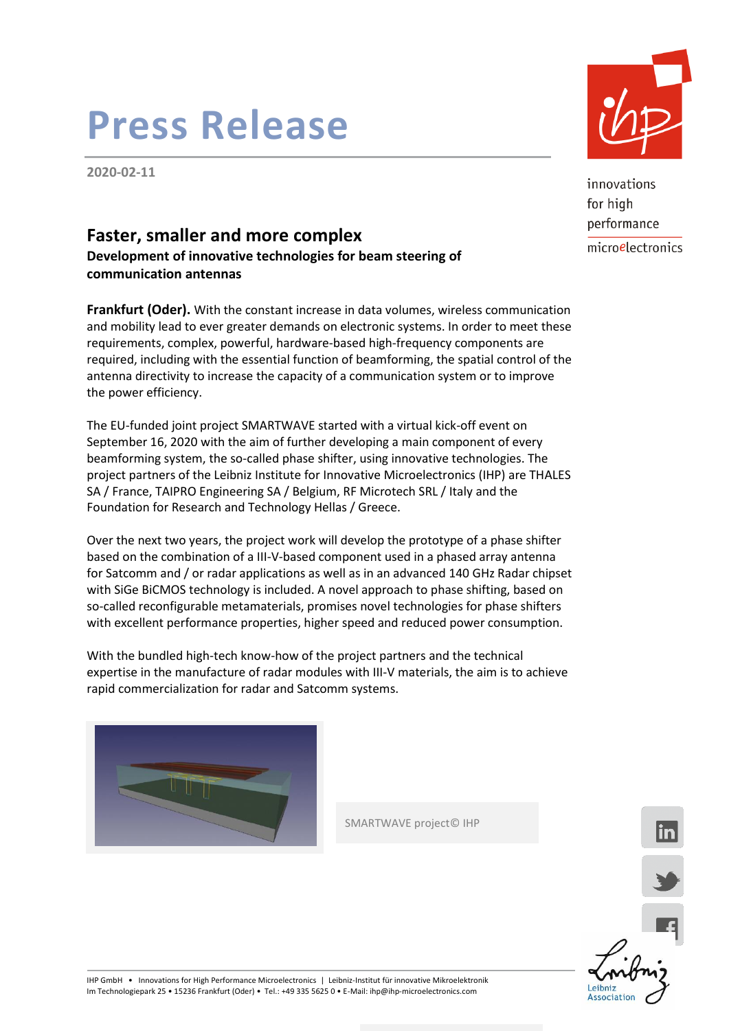# Press Release

**2020-02-11**

## Faster, smaller and more complex

**Development of innovative technologies for beam steering of communication antennas**

**Frankfurt (Oder).** With the constant increase in data volumes, wireless communication and mobility lead to ever greater demands on electronic systems. In order to meet these requirements, complex, powerful, hardware-based high-frequency components are required, including with the essential function of beamforming, the spatial control of the antenna directivity to increase the capacity of a communication system or to improve the power efficiency.

The EU-funded joint project SMARTWAVE started with a virtual kick-off event on September 16, 2020 with the aim of further developing a main component of every beamforming system, the so-called phase shifter, using innovative technologies. The project partners of the Leibniz Institute for Innovative Microelectronics (IHP) are THALES SA / France, TAIPRO Engineering SA / Belgium, RF Microtech SRL / Italy and the Foundation for Research and Technology Hellas / Greece.

Over the next two years, the project work will develop the prototype of a phase shifter based on the combination of a III-V-based component used in a phased array antenna for Satcomm and / or radar applications as well as in an advanced 140 GHz Radar chipset with SiGe BiCMOS technology is included. A novel approach to phase shifting, based on so-called reconfigurable metamaterials, promises novel technologies for phase shifters with excellent performance properties, higher speed and reduced power consumption.

With the bundled high-tech know-how of the project partners and the technical expertise in the manufacture of radar modules with III-V materials, the aim is to achieve rapid commercialization for radar and Satcomm systems.

SMARTWAVE project© IHP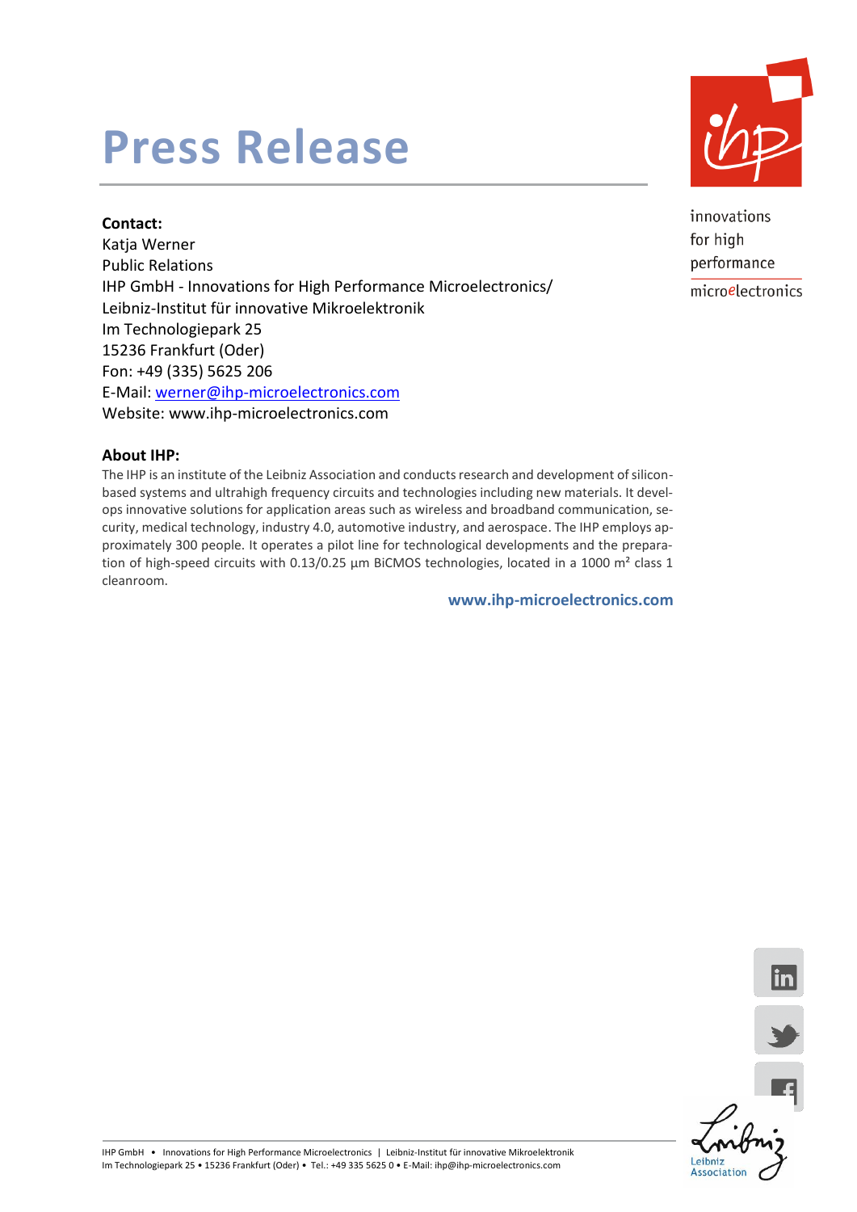# Press Release

**Contact:**
Katja Werner
Public Relations
IHP GmbH - Innovations for High Performance Microelectronics/
Leibniz-Institut für innovative Mikroelektronik
Im Technologiepark 25
15236 Frankfurt (Oder)
Fon: +49 (335) 5625 206
E-Mail: werner@ihp-microelectronics.com
Website: www.ihp-microelectronics.com

innovations
for high
performance
microelectronics

**About IHP:**

The IHP is an institute of the Leibniz Association and conducts research and development of silicon-based systems and ultrahigh frequency circuits and technologies including new materials. It develops innovative solutions for application areas such as wireless and broadband communication, security, medical technology, industry 4.0, automotive industry, and aerospace. The IHP employs approximately 300 people. It operates a pilot line for technological developments and the preparation of high-speed circuits with 0.13/0.25 µm BiCMOS technologies, located in a 1000 m² class 1 cleanroom.

**www.ihp-microelectronics.com**

IHP GmbH • Innovations for High Performance Microelectronics | Leibniz-Institut für innovative Mikroelektronik
Im Technologiepark 25 • 15236 Frankfurt (Oder) • Tel.: +49 335 5625 0 • E-Mail: ihp@ihp-microelectronics.com

Leibniz Association